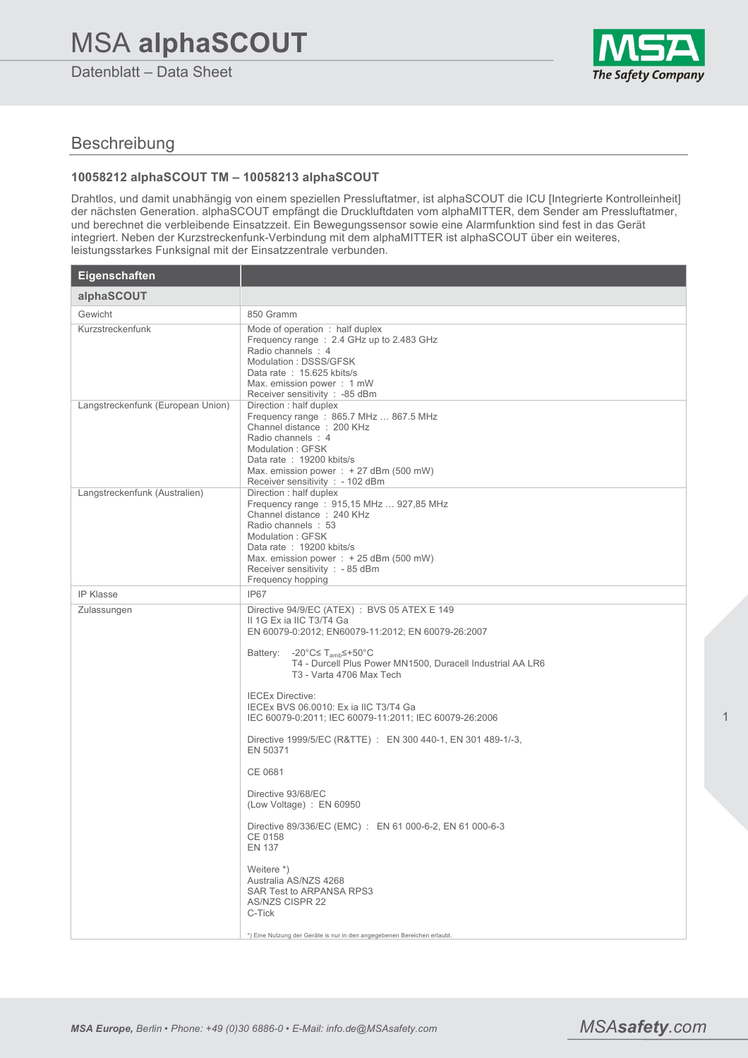# MSA **alphaSCOUT**

Datenblatt – Data Sheet

## Beschreibung

### 10058212 alphaSCOUT TM – 10058213 alphaSCOUT

Drahtlos, und damit unabhängig von einem speziellen Pressluftatmer, ist alphaSCOUT die ICU [Integrierte Kontrolleinheit] der nächsten Generation. alphaSCOUT empfängt die Druckluftdaten vom alphaMITTER, dem Sender am Pressluftatmer, und berechnet die verbleibende Einsatzzeit. Ein Bewegungssensor sowie eine Alarmfunktion sind fest in das Gerät integriert. Neben der Kurzstreckenfunk-Verbindung mit dem alphaMITTER ist alphaSCOUT über ein weiteres, leistungsstarkes Funksignal mit der Einsatzzentrale verbunden.

| Eigenschaften | |
|---|---|
| **alphaSCOUT** | |
| Gewicht | 850 Gramm |
| Kurzstreckenfunk | Mode of operation : half duplex<br>Frequency range : 2.4 GHz up to 2.483 GHz<br>Radio channels : 4<br>Modulation : DSSS/GFSK<br>Data rate : 15.625 kbits/s<br>Max. emission power : 1 mW<br>Receiver sensitivity : -85 dBm |
| Langstreckenfunk (European Union) | Direction : half duplex<br>Frequency range : 865.7 MHz … 867.5 MHz<br>Channel distance : 200 KHz<br>Radio channels : 4<br>Modulation : GFSK<br>Data rate : 19200 kbits/s<br>Max. emission power : + 27 dBm (500 mW)<br>Receiver sensitivity : - 102 dBm |
| Langstreckenfunk (Australien) | Direction : half duplex<br>Frequency range : 915,15 MHz … 927,85 MHz<br>Channel distance : 240 KHz<br>Radio channels : 53<br>Modulation : GFSK<br>Data rate : 19200 kbits/s<br>Max. emission power : + 25 dBm (500 mW)<br>Receiver sensitivity : - 85 dBm<br>Frequency hopping |
| IP Klasse | IP67 |
| Zulassungen | Directive 94/9/EC (ATEX) : BVS 05 ATEX E 149<br>II 1G Ex ia IIC T3/T4 Ga<br>EN 60079-0:2012; EN60079-11:2012; EN 60079-26:2007<br><br>Battery: -20°C≤ $T_{amb}$≤+50°C<br>T4 - Durcell Plus Power MN1500, Duracell Industrial AA LR6<br>T3 - Varta 4706 Max Tech<br><br>IECEx Directive:<br>IECEx BVS 06.0010: Ex ia IIC T3/T4 Ga<br>IEC 60079-0:2011; IEC 60079-11:2011; IEC 60079-26:2006<br><br>Directive 1999/5/EC (R&TTE) : EN 300 440-1, EN 301 489-1/-3, EN 50371<br><br>CE 0681<br><br>Directive 93/68/EC<br>(Low Voltage) : EN 60950<br><br>Directive 89/336/EC (EMC) : EN 61 000-6-2, EN 61 000-6-3<br>CE 0158<br>EN 137<br><br>Weitere *)<br>Australia AS/NZS 4268<br>SAR Test to ARPANSA RPS3<br>AS/NZS CISPR 22<br>C-Tick<br><br>*) Eine Nutzung der Geräte is nur in den angegebenen Bereichen erlaubt. |

**MSA Europe,** Berlin • Phone: +49 (0)30 6886-0 • E-Mail: info.de@MSAsafety.com

MSA**safety**.com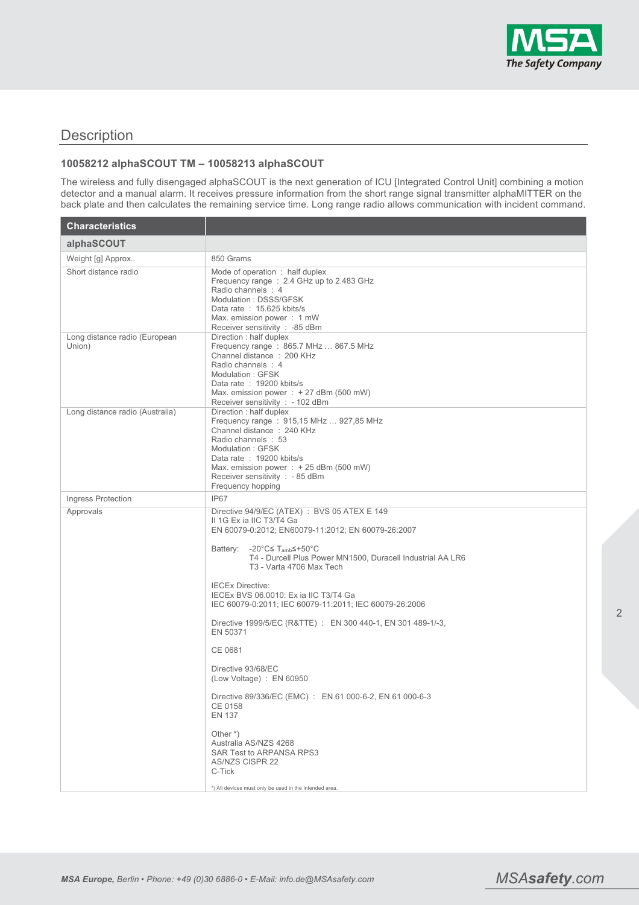## Description

### 10058212 alphaSCOUT TM – 10058213 alphaSCOUT

The wireless and fully disengaged alphaSCOUT is the next generation of ICU [Integrated Control Unit] combining a motion detector and a manual alarm. It receives pressure information from the short range signal transmitter alphaMITTER on the back plate and then calculates the remaining service time. Long range radio allows communication with incident command.

| Characteristics | |
|---|---|
| **alphaSCOUT** | |
| Weight [g] Approx.. | 850 Grams |
| Short distance radio | Mode of operation : half duplex<br>Frequency range : 2.4 GHz up to 2.483 GHz<br>Radio channels : 4<br>Modulation : DSSS/GFSK<br>Data rate : 15.625 kbits/s<br>Max. emission power : 1 mW<br>Receiver sensitivity : -85 dBm |
| Long distance radio (European Union) | Direction : half duplex<br>Frequency range : 865.7 MHz … 867.5 MHz<br>Channel distance : 200 KHz<br>Radio channels : 4<br>Modulation : GFSK<br>Data rate : 19200 kbits/s<br>Max. emission power : + 27 dBm (500 mW)<br>Receiver sensitivity : - 102 dBm |
| Long distance radio (Australia) | Direction : half duplex<br>Frequency range : 915,15 MHz … 927,85 MHz<br>Channel distance : 240 KHz<br>Radio channels : 53<br>Modulation : GFSK<br>Data rate : 19200 kbits/s<br>Max. emission power : + 25 dBm (500 mW)<br>Receiver sensitivity : - 85 dBm<br>Frequency hopping |
| Ingress Protection | IP67 |
| Approvals | Directive 94/9/EC (ATEX) : BVS 05 ATEX E 149<br>II 1G Ex ia IIC T3/T4 Ga<br>EN 60079-0:2012; EN60079-11:2012; EN 60079-26:2007<br><br>Battery: -20°C≤ $T_{amb}$≤+50°C<br>T4 - Durcell Plus Power MN1500, Duracell Industrial AA LR6<br>T3 - Varta 4706 Max Tech<br><br>IECEx Directive:<br>IECEx BVS 06.0010: Ex ia IIC T3/T4 Ga<br>IEC 60079-0:2011; IEC 60079-11:2011; IEC 60079-26:2006<br><br>Directive 1999/5/EC (R&TTE) : EN 300 440-1, EN 301 489-1/-3, EN 50371<br><br>CE 0681<br><br>Directive 93/68/EC<br>(Low Voltage) : EN 60950<br><br>Directive 89/336/EC (EMC) : EN 61 000-6-2, EN 61 000-6-3<br>CE 0158<br>EN 137<br><br>Other *)<br>Australia AS/NZS 4268<br>SAR Test to ARPANSA RPS3<br>AS/NZS CISPR 22<br>C-Tick<br><br>*) All devices must only be used in the intended area. |